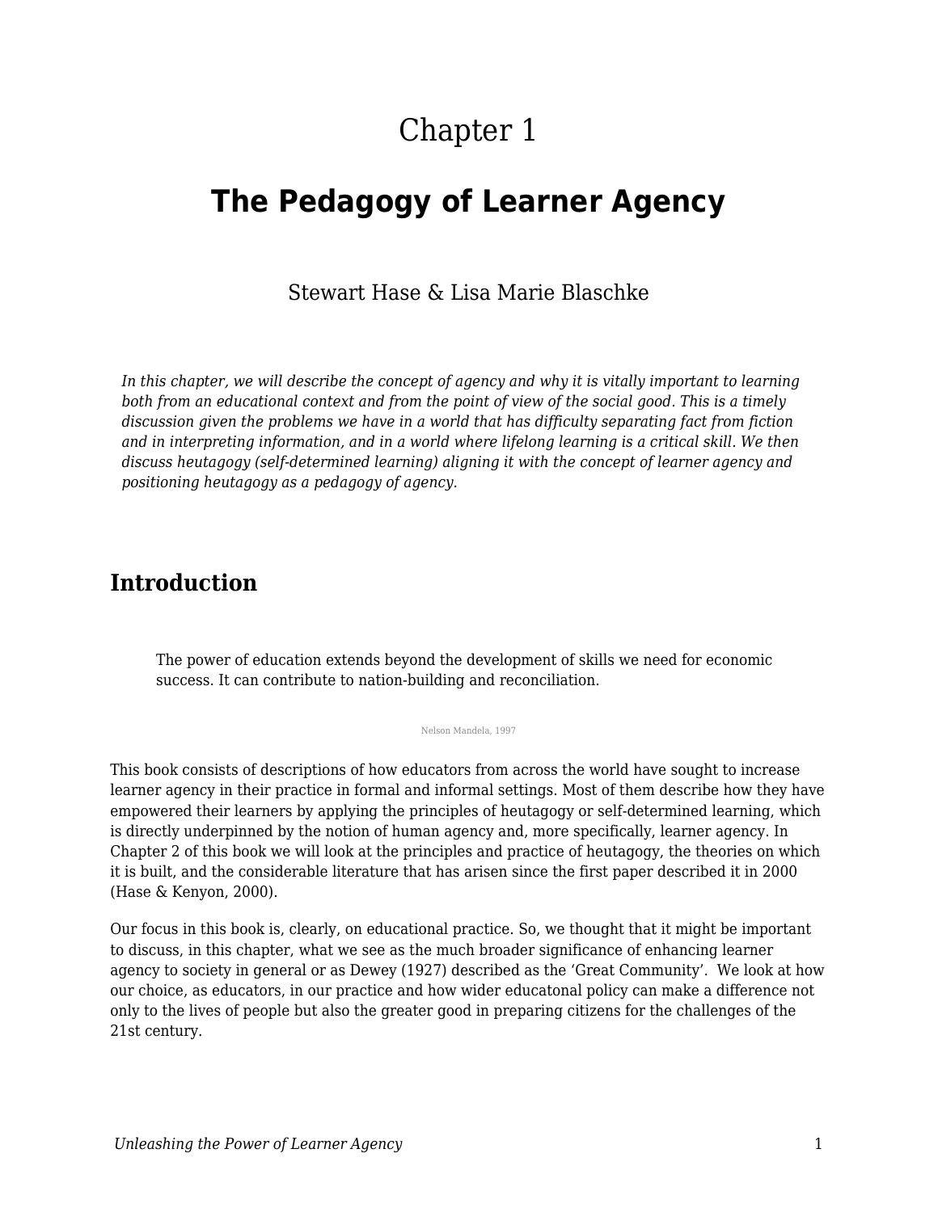Chapter 1

# The Pedagogy of Learner Agency

Stewart Hase & Lisa Marie Blaschke

*In this chapter, we will describe the concept of agency and why it is vitally important to learning both from an educational context and from the point of view of the social good. This is a timely discussion given the problems we have in a world that has difficulty separating fact from fiction and in interpreting information, and in a world where lifelong learning is a critical skill. We then discuss heutagogy (self-determined learning) aligning it with the concept of learner agency and positioning heutagogy as a pedagogy of agency.*

## Introduction

> The power of education extends beyond the development of skills we need for economic success. It can contribute to nation-building and reconciliation.
>
> Nelson Mandela, 1997

This book consists of descriptions of how educators from across the world have sought to increase learner agency in their practice in formal and informal settings. Most of them describe how they have empowered their learners by applying the principles of heutagogy or self-determined learning, which is directly underpinned by the notion of human agency and, more specifically, learner agency. In Chapter 2 of this book we will look at the principles and practice of heutagogy, the theories on which it is built, and the considerable literature that has arisen since the first paper described it in 2000 (Hase & Kenyon, 2000).

Our focus in this book is, clearly, on educational practice. So, we thought that it might be important to discuss, in this chapter, what we see as the much broader significance of enhancing learner agency to society in general or as Dewey (1927) described as the 'Great Community'. We look at how our choice, as educators, in our practice and how wider educatonal policy can make a difference not only to the lives of people but also the greater good in preparing citizens for the challenges of the 21st century.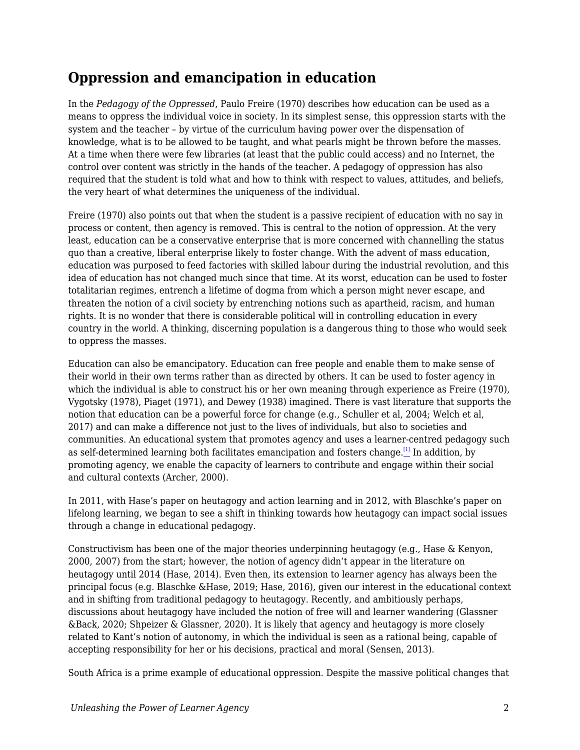## Oppression and emancipation in education

In the *Pedagogy of the Oppressed*, Paulo Freire (1970) describes how education can be used as a means to oppress the individual voice in society. In its simplest sense, this oppression starts with the system and the teacher – by virtue of the curriculum having power over the dispensation of knowledge, what is to be allowed to be taught, and what pearls might be thrown before the masses. At a time when there were few libraries (at least that the public could access) and no Internet, the control over content was strictly in the hands of the teacher. A pedagogy of oppression has also required that the student is told what and how to think with respect to values, attitudes, and beliefs, the very heart of what determines the uniqueness of the individual.

Freire (1970) also points out that when the student is a passive recipient of education with no say in process or content, then agency is removed. This is central to the notion of oppression. At the very least, education can be a conservative enterprise that is more concerned with channelling the status quo than a creative, liberal enterprise likely to foster change. With the advent of mass education, education was purposed to feed factories with skilled labour during the industrial revolution, and this idea of education has not changed much since that time. At its worst, education can be used to foster totalitarian regimes, entrench a lifetime of dogma from which a person might never escape, and threaten the notion of a civil society by entrenching notions such as apartheid, racism, and human rights. It is no wonder that there is considerable political will in controlling education in every country in the world. A thinking, discerning population is a dangerous thing to those who would seek to oppress the masses.

Education can also be emancipatory. Education can free people and enable them to make sense of their world in their own terms rather than as directed by others. It can be used to foster agency in which the individual is able to construct his or her own meaning through experience as Freire (1970), Vygotsky (1978), Piaget (1971), and Dewey (1938) imagined. There is vast literature that supports the notion that education can be a powerful force for change (e.g., Schuller et al, 2004; Welch et al, 2017) and can make a difference not just to the lives of individuals, but also to societies and communities. An educational system that promotes agency and uses a learner-centred pedagogy such as self-determined learning both facilitates emancipation and fosters change.[1] In addition, by promoting agency, we enable the capacity of learners to contribute and engage within their social and cultural contexts (Archer, 2000).

In 2011, with Hase's paper on heutagogy and action learning and in 2012, with Blaschke's paper on lifelong learning, we began to see a shift in thinking towards how heutagogy can impact social issues through a change in educational pedagogy.

Constructivism has been one of the major theories underpinning heutagogy (e.g., Hase & Kenyon, 2000, 2007) from the start; however, the notion of agency didn't appear in the literature on heutagogy until 2014 (Hase, 2014). Even then, its extension to learner agency has always been the principal focus (e.g. Blaschke &Hase, 2019; Hase, 2016), given our interest in the educational context and in shifting from traditional pedagogy to heutagogy. Recently, and ambitiously perhaps, discussions about heutagogy have included the notion of free will and learner wandering (Glassner &Back, 2020; Shpeizer & Glassner, 2020). It is likely that agency and heutagogy is more closely related to Kant's notion of autonomy, in which the individual is seen as a rational being, capable of accepting responsibility for her or his decisions, practical and moral (Sensen, 2013).

South Africa is a prime example of educational oppression. Despite the massive political changes that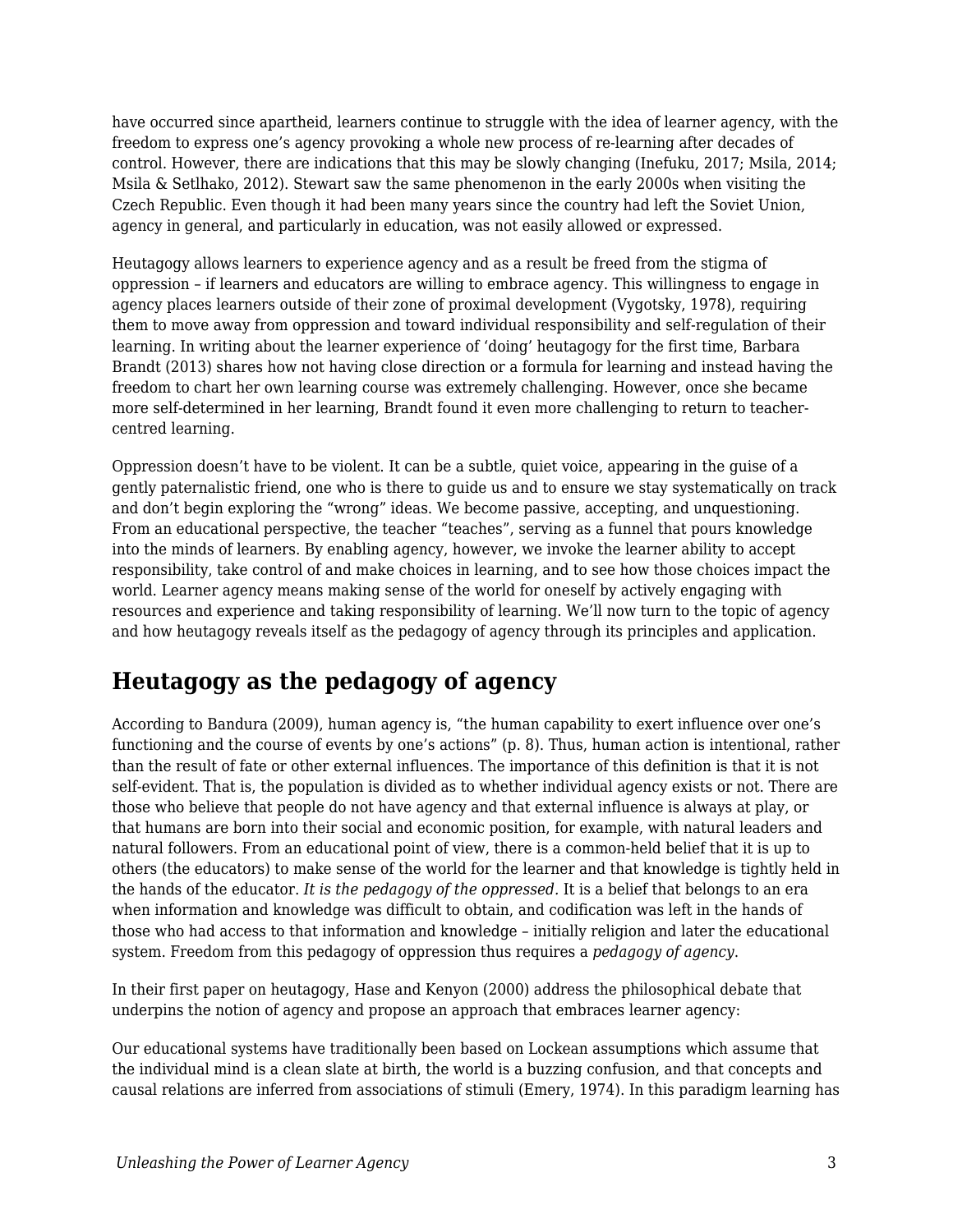have occurred since apartheid, learners continue to struggle with the idea of learner agency, with the freedom to express one's agency provoking a whole new process of re-learning after decades of control. However, there are indications that this may be slowly changing (Inefuku, 2017; Msila, 2014; Msila & Setlhako, 2012). Stewart saw the same phenomenon in the early 2000s when visiting the Czech Republic. Even though it had been many years since the country had left the Soviet Union, agency in general, and particularly in education, was not easily allowed or expressed.

Heutagogy allows learners to experience agency and as a result be freed from the stigma of oppression – if learners and educators are willing to embrace agency. This willingness to engage in agency places learners outside of their zone of proximal development (Vygotsky, 1978), requiring them to move away from oppression and toward individual responsibility and self-regulation of their learning. In writing about the learner experience of 'doing' heutagogy for the first time, Barbara Brandt (2013) shares how not having close direction or a formula for learning and instead having the freedom to chart her own learning course was extremely challenging. However, once she became more self-determined in her learning, Brandt found it even more challenging to return to teacher-centred learning.

Oppression doesn't have to be violent. It can be a subtle, quiet voice, appearing in the guise of a gently paternalistic friend, one who is there to guide us and to ensure we stay systematically on track and don't begin exploring the "wrong" ideas. We become passive, accepting, and unquestioning. From an educational perspective, the teacher "teaches", serving as a funnel that pours knowledge into the minds of learners. By enabling agency, however, we invoke the learner ability to accept responsibility, take control of and make choices in learning, and to see how those choices impact the world. Learner agency means making sense of the world for oneself by actively engaging with resources and experience and taking responsibility of learning. We'll now turn to the topic of agency and how heutagogy reveals itself as the pedagogy of agency through its principles and application.

## Heutagogy as the pedagogy of agency

According to Bandura (2009), human agency is, "the human capability to exert influence over one's functioning and the course of events by one's actions" (p. 8). Thus, human action is intentional, rather than the result of fate or other external influences. The importance of this definition is that it is not self-evident. That is, the population is divided as to whether individual agency exists or not. There are those who believe that people do not have agency and that external influence is always at play, or that humans are born into their social and economic position, for example, with natural leaders and natural followers. From an educational point of view, there is a common-held belief that it is up to others (the educators) to make sense of the world for the learner and that knowledge is tightly held in the hands of the educator. *It is the pedagogy of the oppressed.* It is a belief that belongs to an era when information and knowledge was difficult to obtain, and codification was left in the hands of those who had access to that information and knowledge – initially religion and later the educational system. Freedom from this pedagogy of oppression thus requires a *pedagogy of agency*.

In their first paper on heutagogy, Hase and Kenyon (2000) address the philosophical debate that underpins the notion of agency and propose an approach that embraces learner agency:

Our educational systems have traditionally been based on Lockean assumptions which assume that the individual mind is a clean slate at birth, the world is a buzzing confusion, and that concepts and causal relations are inferred from associations of stimuli (Emery, 1974). In this paradigm learning has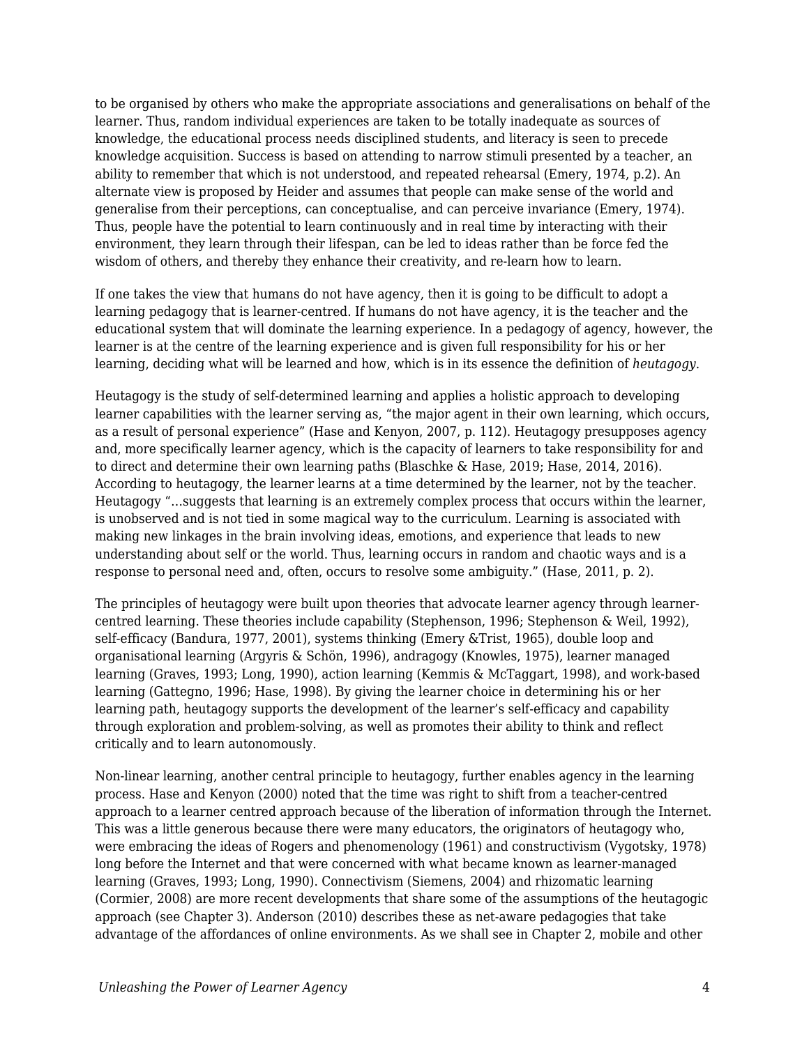to be organised by others who make the appropriate associations and generalisations on behalf of the learner. Thus, random individual experiences are taken to be totally inadequate as sources of knowledge, the educational process needs disciplined students, and literacy is seen to precede knowledge acquisition. Success is based on attending to narrow stimuli presented by a teacher, an ability to remember that which is not understood, and repeated rehearsal (Emery, 1974, p.2). An alternate view is proposed by Heider and assumes that people can make sense of the world and generalise from their perceptions, can conceptualise, and can perceive invariance (Emery, 1974). Thus, people have the potential to learn continuously and in real time by interacting with their environment, they learn through their lifespan, can be led to ideas rather than be force fed the wisdom of others, and thereby they enhance their creativity, and re-learn how to learn.

If one takes the view that humans do not have agency, then it is going to be difficult to adopt a learning pedagogy that is learner-centred. If humans do not have agency, it is the teacher and the educational system that will dominate the learning experience. In a pedagogy of agency, however, the learner is at the centre of the learning experience and is given full responsibility for his or her learning, deciding what will be learned and how, which is in its essence the definition of *heutagogy*.

Heutagogy is the study of self-determined learning and applies a holistic approach to developing learner capabilities with the learner serving as, "the major agent in their own learning, which occurs, as a result of personal experience" (Hase and Kenyon, 2007, p. 112). Heutagogy presupposes agency and, more specifically learner agency, which is the capacity of learners to take responsibility for and to direct and determine their own learning paths (Blaschke & Hase, 2019; Hase, 2014, 2016). According to heutagogy, the learner learns at a time determined by the learner, not by the teacher. Heutagogy "…suggests that learning is an extremely complex process that occurs within the learner, is unobserved and is not tied in some magical way to the curriculum. Learning is associated with making new linkages in the brain involving ideas, emotions, and experience that leads to new understanding about self or the world. Thus, learning occurs in random and chaotic ways and is a response to personal need and, often, occurs to resolve some ambiguity." (Hase, 2011, p. 2).

The principles of heutagogy were built upon theories that advocate learner agency through learner-centred learning. These theories include capability (Stephenson, 1996; Stephenson & Weil, 1992), self-efficacy (Bandura, 1977, 2001), systems thinking (Emery &Trist, 1965), double loop and organisational learning (Argyris & Schön, 1996), andragogy (Knowles, 1975), learner managed learning (Graves, 1993; Long, 1990), action learning (Kemmis & McTaggart, 1998), and work-based learning (Gattegno, 1996; Hase, 1998). By giving the learner choice in determining his or her learning path, heutagogy supports the development of the learner's self-efficacy and capability through exploration and problem-solving, as well as promotes their ability to think and reflect critically and to learn autonomously.

Non-linear learning, another central principle to heutagogy, further enables agency in the learning process. Hase and Kenyon (2000) noted that the time was right to shift from a teacher-centred approach to a learner centred approach because of the liberation of information through the Internet. This was a little generous because there were many educators, the originators of heutagogy who, were embracing the ideas of Rogers and phenomenology (1961) and constructivism (Vygotsky, 1978) long before the Internet and that were concerned with what became known as learner-managed learning (Graves, 1993; Long, 1990). Connectivism (Siemens, 2004) and rhizomatic learning (Cormier, 2008) are more recent developments that share some of the assumptions of the heutagogic approach (see Chapter 3). Anderson (2010) describes these as net-aware pedagogies that take advantage of the affordances of online environments. As we shall see in Chapter 2, mobile and other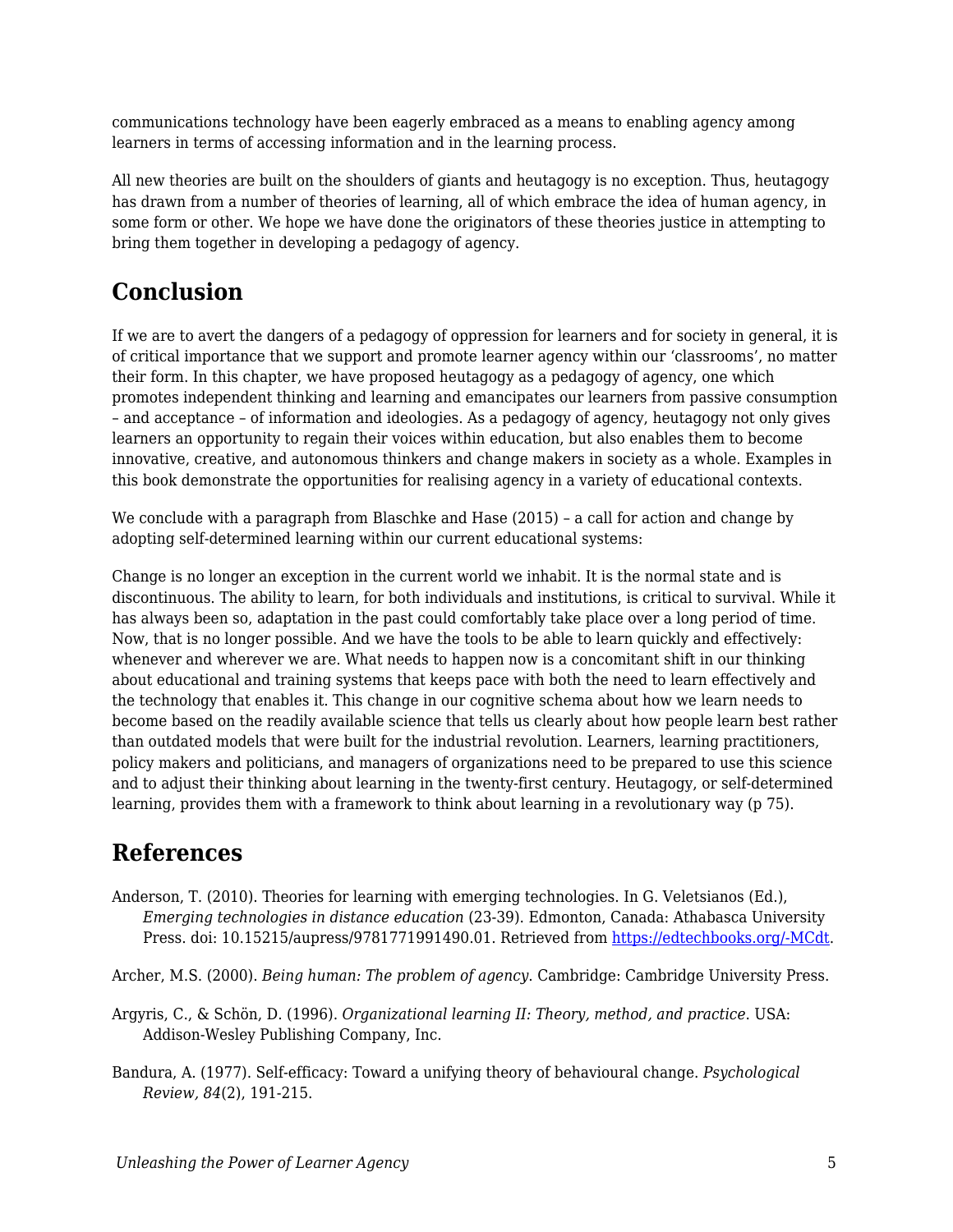communications technology have been eagerly embraced as a means to enabling agency among learners in terms of accessing information and in the learning process.

All new theories are built on the shoulders of giants and heutagogy is no exception. Thus, heutagogy has drawn from a number of theories of learning, all of which embrace the idea of human agency, in some form or other. We hope we have done the originators of these theories justice in attempting to bring them together in developing a pedagogy of agency.

## Conclusion

If we are to avert the dangers of a pedagogy of oppression for learners and for society in general, it is of critical importance that we support and promote learner agency within our 'classrooms', no matter their form. In this chapter, we have proposed heutagogy as a pedagogy of agency, one which promotes independent thinking and learning and emancipates our learners from passive consumption – and acceptance – of information and ideologies. As a pedagogy of agency, heutagogy not only gives learners an opportunity to regain their voices within education, but also enables them to become innovative, creative, and autonomous thinkers and change makers in society as a whole. Examples in this book demonstrate the opportunities for realising agency in a variety of educational contexts.

We conclude with a paragraph from Blaschke and Hase (2015) – a call for action and change by adopting self-determined learning within our current educational systems:

Change is no longer an exception in the current world we inhabit. It is the normal state and is discontinuous. The ability to learn, for both individuals and institutions, is critical to survival. While it has always been so, adaptation in the past could comfortably take place over a long period of time. Now, that is no longer possible. And we have the tools to be able to learn quickly and effectively: whenever and wherever we are. What needs to happen now is a concomitant shift in our thinking about educational and training systems that keeps pace with both the need to learn effectively and the technology that enables it. This change in our cognitive schema about how we learn needs to become based on the readily available science that tells us clearly about how people learn best rather than outdated models that were built for the industrial revolution. Learners, learning practitioners, policy makers and politicians, and managers of organizations need to be prepared to use this science and to adjust their thinking about learning in the twenty-first century. Heutagogy, or self-determined learning, provides them with a framework to think about learning in a revolutionary way (p 75).

## References

Anderson, T. (2010). Theories for learning with emerging technologies. In G. Veletsianos (Ed.), *Emerging technologies in distance education* (23-39). Edmonton, Canada: Athabasca University Press. doi: 10.15215/aupress/9781771991490.01. Retrieved from https://edtechbooks.org/-MCdt.

Archer, M.S. (2000). *Being human: The problem of agency*. Cambridge: Cambridge University Press.

Argyris, C., & Schön, D. (1996). *Organizational learning II: Theory, method, and practice*. USA: Addison-Wesley Publishing Company, Inc.

Bandura, A. (1977). Self-efficacy: Toward a unifying theory of behavioural change. *Psychological Review, 84*(2), 191-215.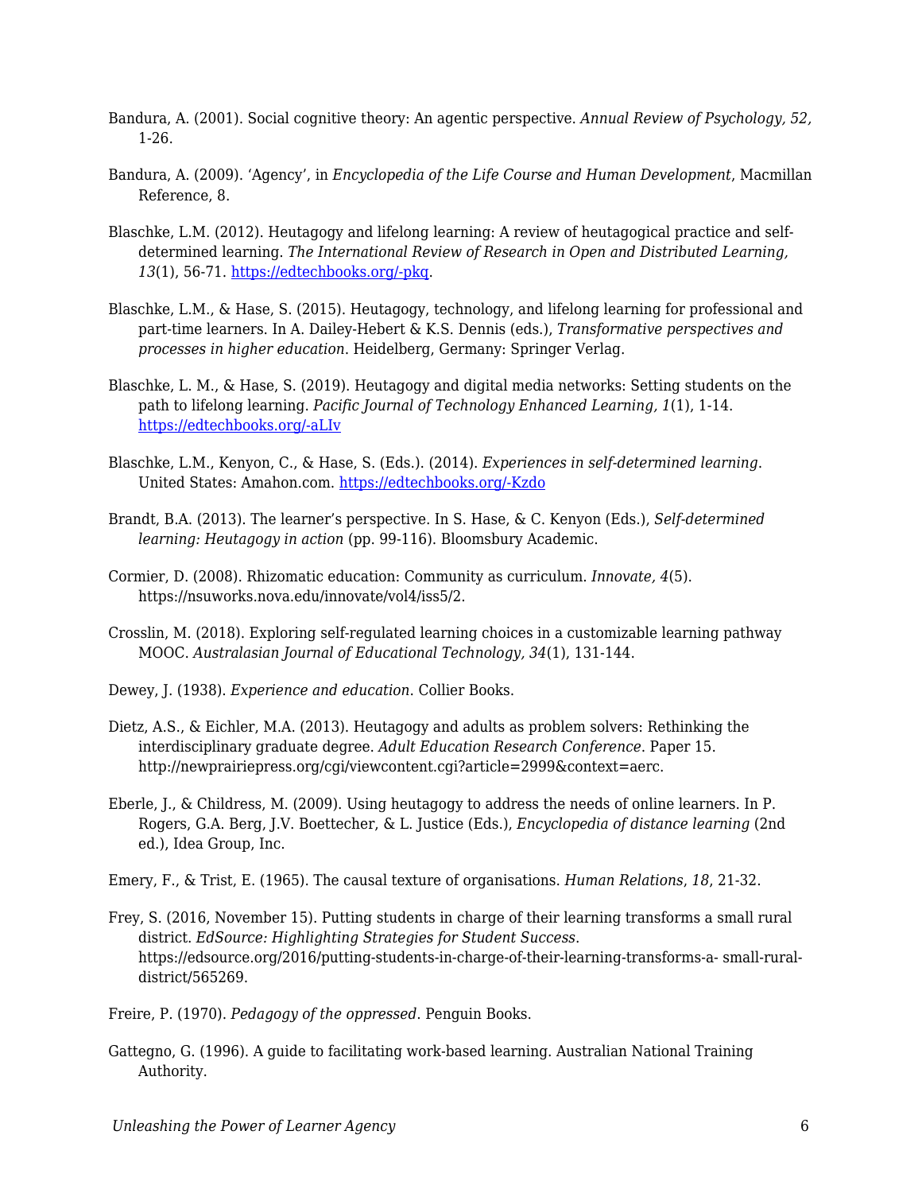Bandura, A. (2001). Social cognitive theory: An agentic perspective. *Annual Review of Psychology, 52,* 1-26.

Bandura, A. (2009). 'Agency', in *Encyclopedia of the Life Course and Human Development*, Macmillan Reference, 8.

Blaschke, L.M. (2012). Heutagogy and lifelong learning: A review of heutagogical practice and self-determined learning. *The International Review of Research in Open and Distributed Learning, 13*(1), 56-71. [https://edtechbooks.org/-pkq](https://edtechbooks.org/-pkq).

Blaschke, L.M., & Hase, S. (2015). Heutagogy, technology, and lifelong learning for professional and part-time learners. In A. Dailey-Hebert & K.S. Dennis (eds.), *Transformative perspectives and processes in higher education*. Heidelberg, Germany: Springer Verlag.

Blaschke, L. M., & Hase, S. (2019). Heutagogy and digital media networks: Setting students on the path to lifelong learning. *Pacific Journal of Technology Enhanced Learning, 1*(1), 1-14. [https://edtechbooks.org/-aLIv](https://edtechbooks.org/-aLIv)

Blaschke, L.M., Kenyon, C., & Hase, S. (Eds.). (2014). *Experiences in self-determined learning*. United States: Amahon.com. [https://edtechbooks.org/-Kzdo](https://edtechbooks.org/-Kzdo)

Brandt, B.A. (2013). The learner's perspective. In S. Hase, & C. Kenyon (Eds.), *Self-determined learning: Heutagogy in action* (pp. 99-116). Bloomsbury Academic.

Cormier, D. (2008). Rhizomatic education: Community as curriculum. *Innovate, 4*(5). https://nsuworks.nova.edu/innovate/vol4/iss5/2.

Crosslin, M. (2018). Exploring self-regulated learning choices in a customizable learning pathway MOOC. *Australasian Journal of Educational Technology, 34*(1), 131-144.

Dewey, J. (1938). *Experience and education*. Collier Books.

Dietz, A.S., & Eichler, M.A. (2013). Heutagogy and adults as problem solvers: Rethinking the interdisciplinary graduate degree. *Adult Education Research Conference*. Paper 15. http://newprairiepress.org/cgi/viewcontent.cgi?article=2999&context=aerc.

Eberle, J., & Childress, M. (2009). Using heutagogy to address the needs of online learners. In P. Rogers, G.A. Berg, J.V. Boettecher, & L. Justice (Eds.), *Encyclopedia of distance learning* (2nd ed.), Idea Group, Inc.

Emery, F., & Trist, E. (1965). The causal texture of organisations. *Human Relations*, *18*, 21-32.

Frey, S. (2016, November 15). Putting students in charge of their learning transforms a small rural district. *EdSource: Highlighting Strategies for Student Success.* https://edsource.org/2016/putting-students-in-charge-of-their-learning-transforms-a- small-rural-district/565269.

Freire, P. (1970). *Pedagogy of the oppressed*. Penguin Books.

Gattegno, G. (1996). A guide to facilitating work-based learning. Australian National Training Authority.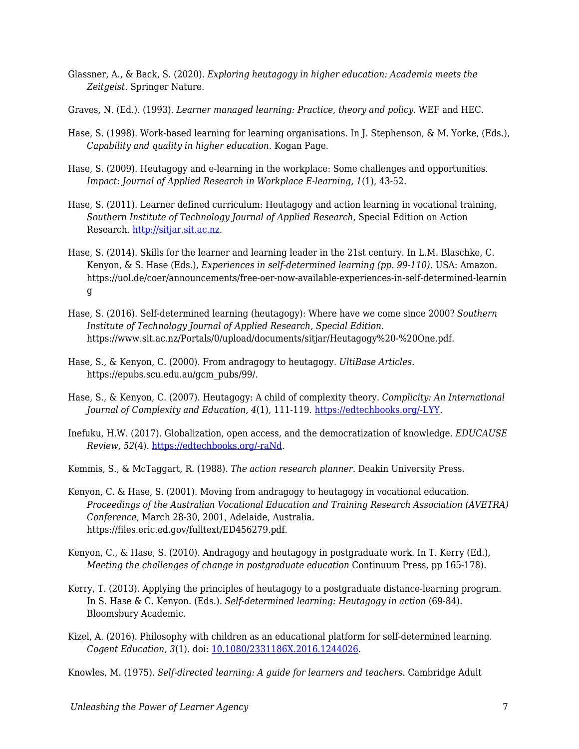Glassner, A., & Back, S. (2020). *Exploring heutagogy in higher education: Academia meets the Zeitgeist*. Springer Nature.

Graves, N. (Ed.). (1993). *Learner managed learning: Practice, theory and policy*. WEF and HEC.

Hase, S. (1998). Work-based learning for learning organisations. In J. Stephenson, & M. Yorke, (Eds.), *Capability and quality in higher education*. Kogan Page.

Hase, S. (2009). Heutagogy and e-learning in the workplace: Some challenges and opportunities. *Impact: Journal of Applied Research in Workplace E-learning, 1*(1), 43-52.

Hase, S. (2011). Learner defined curriculum: Heutagogy and action learning in vocational training, *Southern Institute of Technology Journal of Applied Research*, Special Edition on Action Research. [http://sitjar.sit.ac.nz](http://sitjar.sit.ac.nz).

Hase, S. (2014). Skills for the learner and learning leader in the 21st century. In L.M. Blaschke, C. Kenyon, & S. Hase (Eds.), *Experiences in self-determined learning (pp. 99-110).* USA: Amazon. https://uol.de/coer/announcements/free-oer-now-available-experiences-in-self-determined-learning

Hase, S. (2016). Self-determined learning (heutagogy): Where have we come since 2000? *Southern Institute of Technology Journal of Applied Research, Special Edition*. https://www.sit.ac.nz/Portals/0/upload/documents/sitjar/Heutagogy%20-%20One.pdf.

Hase, S., & Kenyon, C. (2000). From andragogy to heutagogy. *UltiBase Articles*. https://epubs.scu.edu.au/gcm_pubs/99/.

Hase, S., & Kenyon, C. (2007). Heutagogy: A child of complexity theory. *Complicity: An International Journal of Complexity and Education, 4*(1), 111-119. [https://edtechbooks.org/-LYY](https://edtechbooks.org/-LYY).

Inefuku, H.W. (2017). Globalization, open access, and the democratization of knowledge. *EDUCAUSE Review, 52*(4). [https://edtechbooks.org/-raNd](https://edtechbooks.org/-raNd).

Kemmis, S., & McTaggart, R. (1988). *The action research planner*. Deakin University Press.

Kenyon, C. & Hase, S. (2001). Moving from andragogy to heutagogy in vocational education. *Proceedings of the Australian Vocational Education and Training Research Association (AVETRA) Conference*, March 28-30, 2001, Adelaide, Australia. https://files.eric.ed.gov/fulltext/ED456279.pdf.

Kenyon, C., & Hase, S. (2010). Andragogy and heutagogy in postgraduate work. In T. Kerry (Ed.), *Meeting the challenges of change in postgraduate education* Continuum Press, pp 165-178).

Kerry, T. (2013). Applying the principles of heutagogy to a postgraduate distance-learning program. In S. Hase & C. Kenyon. (Eds.). *Self-determined learning: Heutagogy in action* (69-84). Bloomsbury Academic.

Kizel, A. (2016). Philosophy with children as an educational platform for self-determined learning. *Cogent Education, 3*(1). doi: [10.1080/2331186X.2016.1244026](https://doi.org/10.1080/2331186X.2016.1244026).

Knowles, M. (1975). *Self-directed learning: A guide for learners and teachers*. Cambridge Adult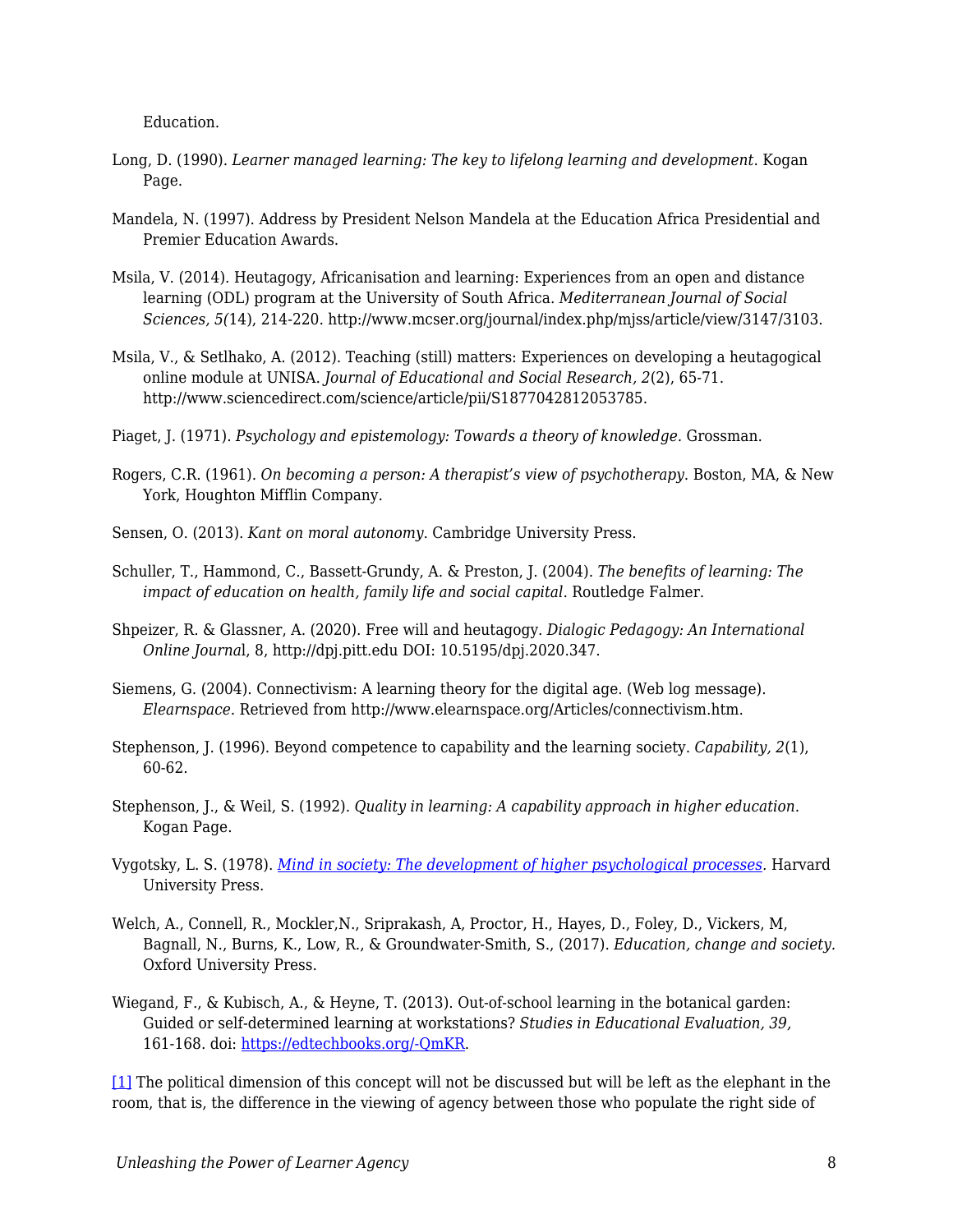Education.

Long, D. (1990). *Learner managed learning: The key to lifelong learning and development*. Kogan Page.

Mandela, N. (1997). Address by President Nelson Mandela at the Education Africa Presidential and Premier Education Awards.

Msila, V. (2014). Heutagogy, Africanisation and learning: Experiences from an open and distance learning (ODL) program at the University of South Africa. *Mediterranean Journal of Social Sciences, 5(*14), 214-220. http://www.mcser.org/journal/index.php/mjss/article/view/3147/3103.

Msila, V., & Setlhako, A. (2012). Teaching (still) matters: Experiences on developing a heutagogical online module at UNISA. *Journal of Educational and Social Research, 2*(2), 65-71. http://www.sciencedirect.com/science/article/pii/S1877042812053785.

Piaget, J. (1971). *Psychology and epistemology: Towards a theory of knowledge.* Grossman.

Rogers, C.R. (1961). *On becoming a person: A therapist's view of psychotherapy*. Boston, MA, & New York, Houghton Mifflin Company.

Sensen, O. (2013). *Kant on moral autonomy.* Cambridge University Press.

Schuller, T., Hammond, C., Bassett-Grundy, A. & Preston, J. (2004). *The benefits of learning: The impact of education on health, family life and social capital*. Routledge Falmer.

Shpeizer, R. & Glassner, A. (2020). Free will and heutagogy. *Dialogic Pedagogy: An International Online Journa*l, 8, http://dpj.pitt.edu DOI: 10.5195/dpj.2020.347.

Siemens, G. (2004). Connectivism: A learning theory for the digital age. (Web log message). *Elearnspace*. Retrieved from http://www.elearnspace.org/Articles/connectivism.htm.

Stephenson, J. (1996). Beyond competence to capability and the learning society. *Capability, 2*(1), 60-62.

Stephenson, J., & Weil, S. (1992). *Quality in learning: A capability approach in higher education*. Kogan Page.

Vygotsky, L. S. (1978). [*Mind in society: The development of higher psychological processes*](). Harvard University Press.

Welch, A., Connell, R., Mockler,N., Sriprakash, A, Proctor, H., Hayes, D., Foley, D., Vickers, M, Bagnall, N., Burns, K., Low, R., & Groundwater-Smith, S., (2017). *Education, change and society*. Oxford University Press.

Wiegand, F., & Kubisch, A., & Heyne, T. (2013). Out-of-school learning in the botanical garden: Guided or self-determined learning at workstations? *Studies in Educational Evaluation, 39,* 161-168. doi: https://edtechbooks.org/-QmKR.

[1] The political dimension of this concept will not be discussed but will be left as the elephant in the room, that is, the difference in the viewing of agency between those who populate the right side of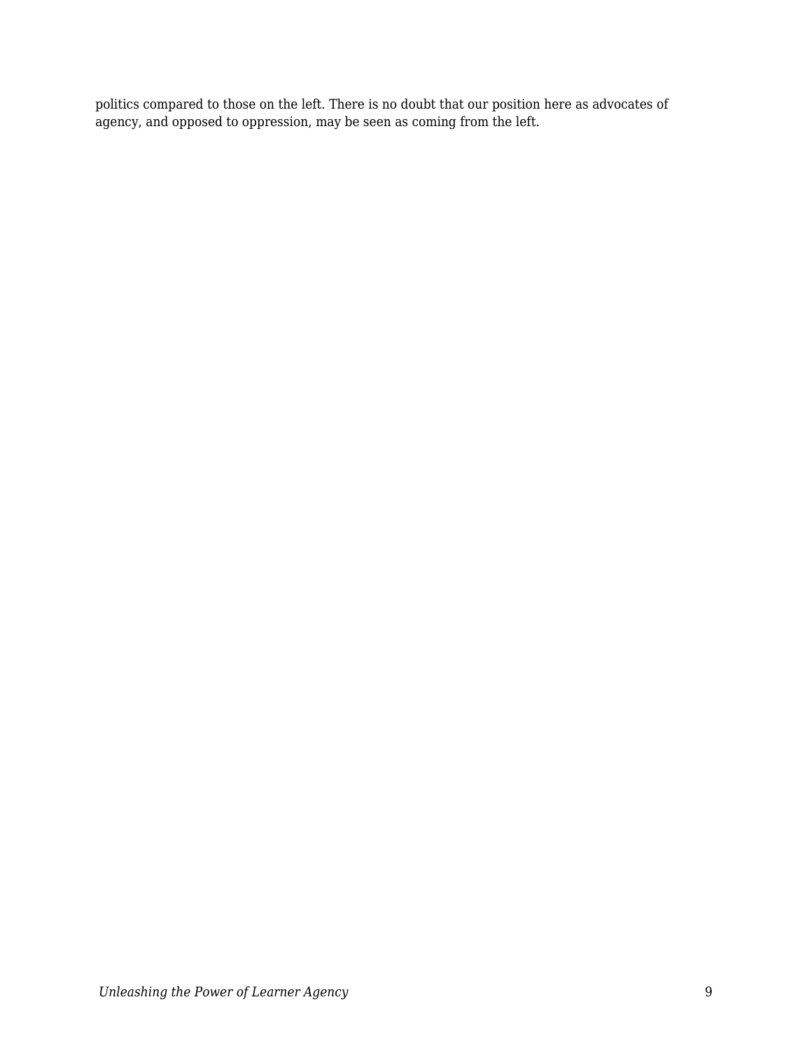politics compared to those on the left. There is no doubt that our position here as advocates of agency, and opposed to oppression, may be seen as coming from the left.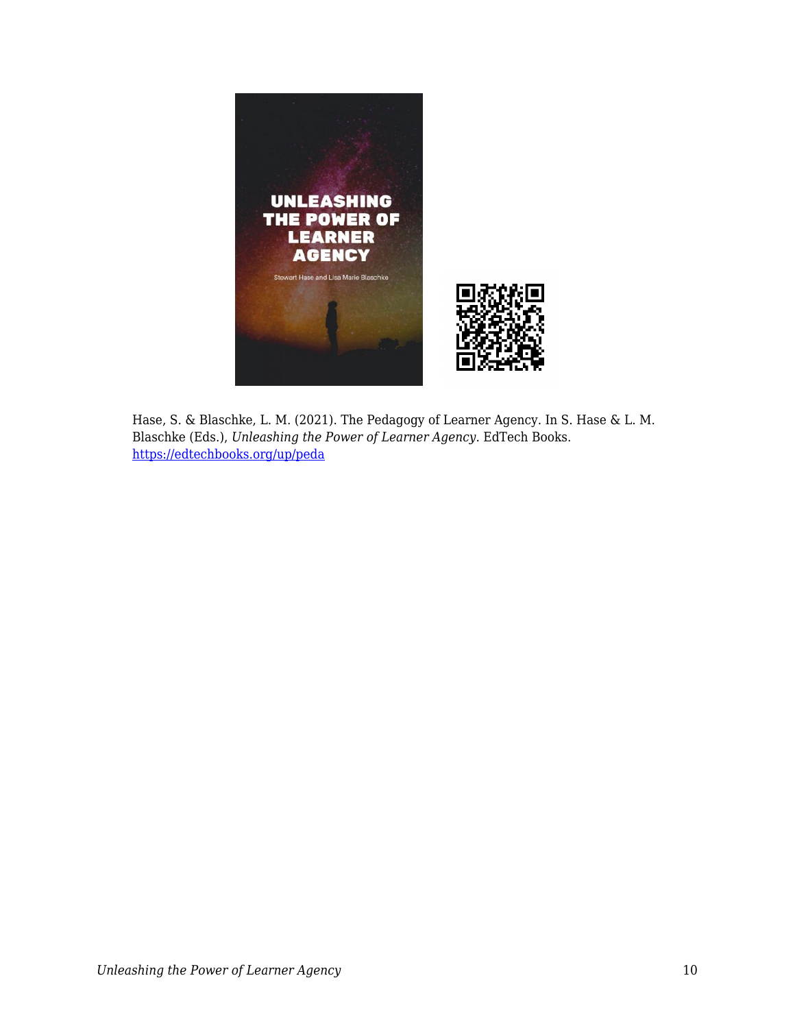Hase, S. & Blaschke, L. M. (2021). The Pedagogy of Learner Agency. In S. Hase & L. M. Blaschke (Eds.), *Unleashing the Power of Learner Agency*. EdTech Books. https://edtechbooks.org/up/peda